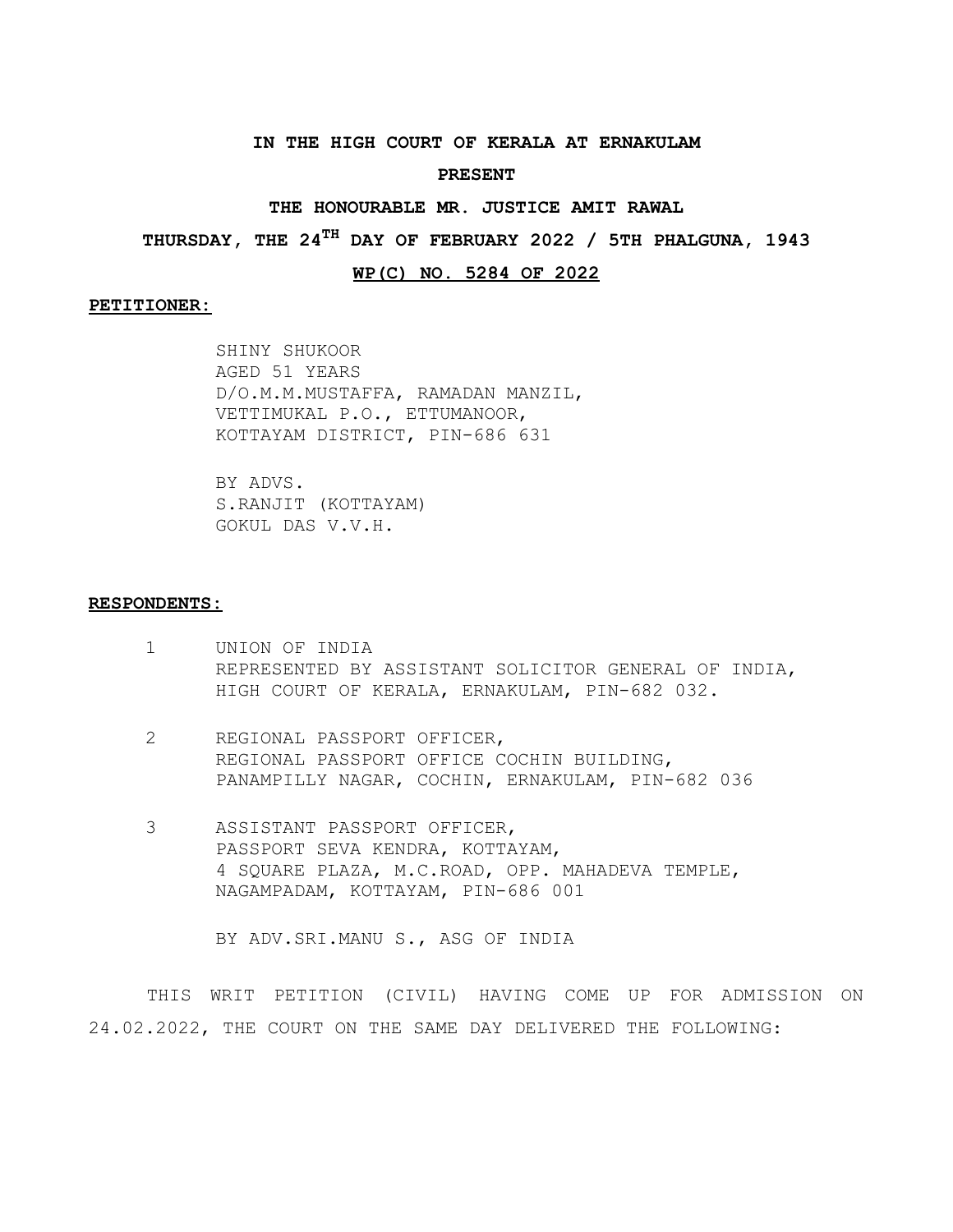**IN THE HIGH COURT OF KERALA AT ERNAKULAM**

**PRESENT**

**THE HONOURABLE MR. JUSTICE AMIT RAWAL**

**THURSDAY, THE 24TH DAY OF FEBRUARY 2022 / 5TH PHALGUNA, 1943**

**WP(C) NO. 5284 OF 2022**

**PETITIONER:**

SHINY SHUKOOR
AGED 51 YEARS
D/O.M.M.MUSTAFFA, RAMADAN MANZIL,
VETTIMUKAL P.O., ETTUMANOOR,
KOTTAYAM DISTRICT, PIN-686 631

BY ADVS.
S.RANJIT (KOTTAYAM)
GOKUL DAS V.V.H.

**RESPONDENTS:**

1. UNION OF INDIA
REPRESENTED BY ASSISTANT SOLICITOR GENERAL OF INDIA,
HIGH COURT OF KERALA, ERNAKULAM, PIN-682 032.

2. REGIONAL PASSPORT OFFICER,
REGIONAL PASSPORT OFFICE COCHIN BUILDING,
PANAMPILLY NAGAR, COCHIN, ERNAKULAM, PIN-682 036

3. ASSISTANT PASSPORT OFFICER,
PASSPORT SEVA KENDRA, KOTTAYAM,
4 SQUARE PLAZA, M.C.ROAD, OPP. MAHADEVA TEMPLE,
NAGAMPADAM, KOTTAYAM, PIN-686 001

BY ADV.SRI.MANU S., ASG OF INDIA

THIS WRIT PETITION (CIVIL) HAVING COME UP FOR ADMISSION ON 24.02.2022, THE COURT ON THE SAME DAY DELIVERED THE FOLLOWING: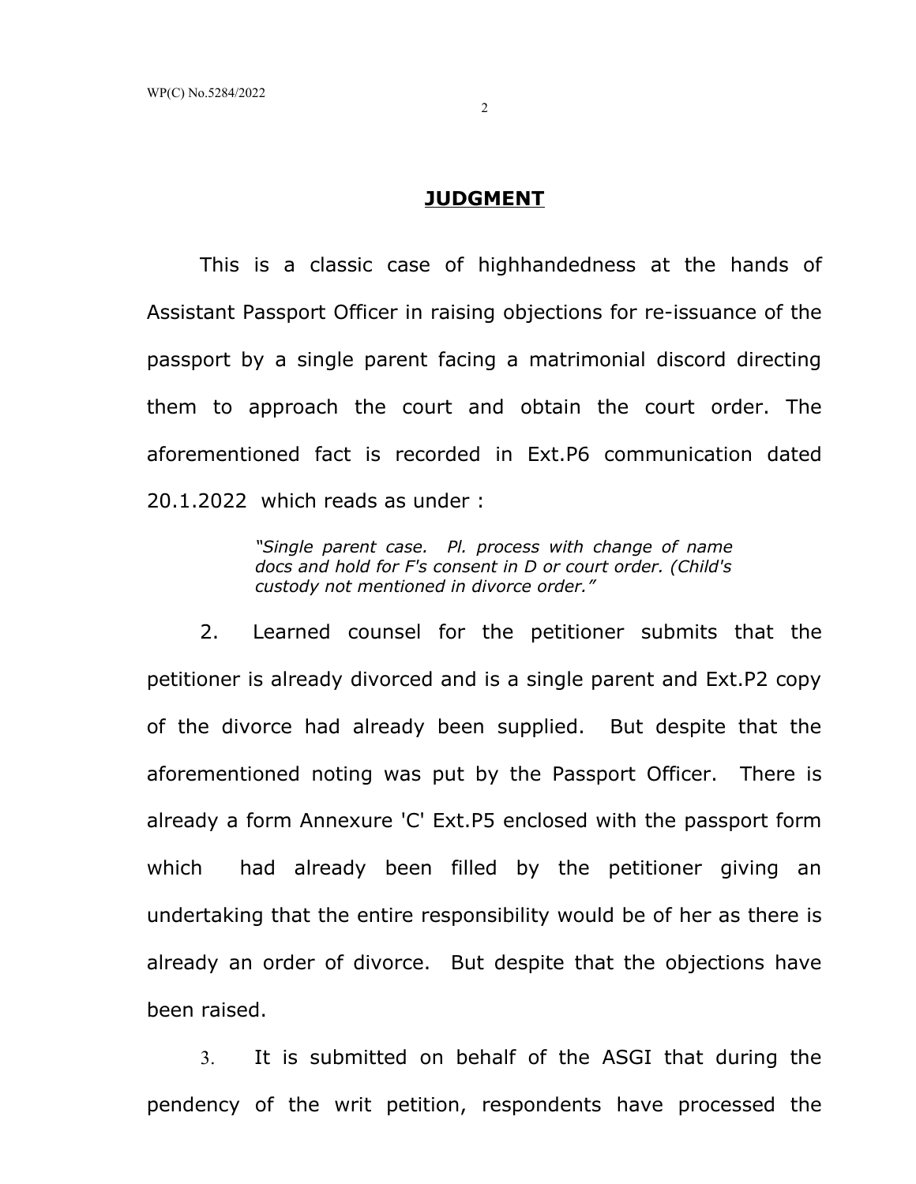## JUDGMENT

This is a classic case of highhandedness at the hands of Assistant Passport Officer in raising objections for re-issuance of the passport by a single parent facing a matrimonial discord directing them to approach the court and obtain the court order. The aforementioned fact is recorded in Ext.P6 communication dated 20.1.2022 which reads as under :

> *"Single parent case. Pl. process with change of name docs and hold for F's consent in D or court order. (Child's custody not mentioned in divorce order."*

2. Learned counsel for the petitioner submits that the petitioner is already divorced and is a single parent and Ext.P2 copy of the divorce had already been supplied. But despite that the aforementioned noting was put by the Passport Officer. There is already a form Annexure 'C' Ext.P5 enclosed with the passport form which had already been filled by the petitioner giving an undertaking that the entire responsibility would be of her as there is already an order of divorce. But despite that the objections have been raised.

3. It is submitted on behalf of the ASGI that during the pendency of the writ petition, respondents have processed the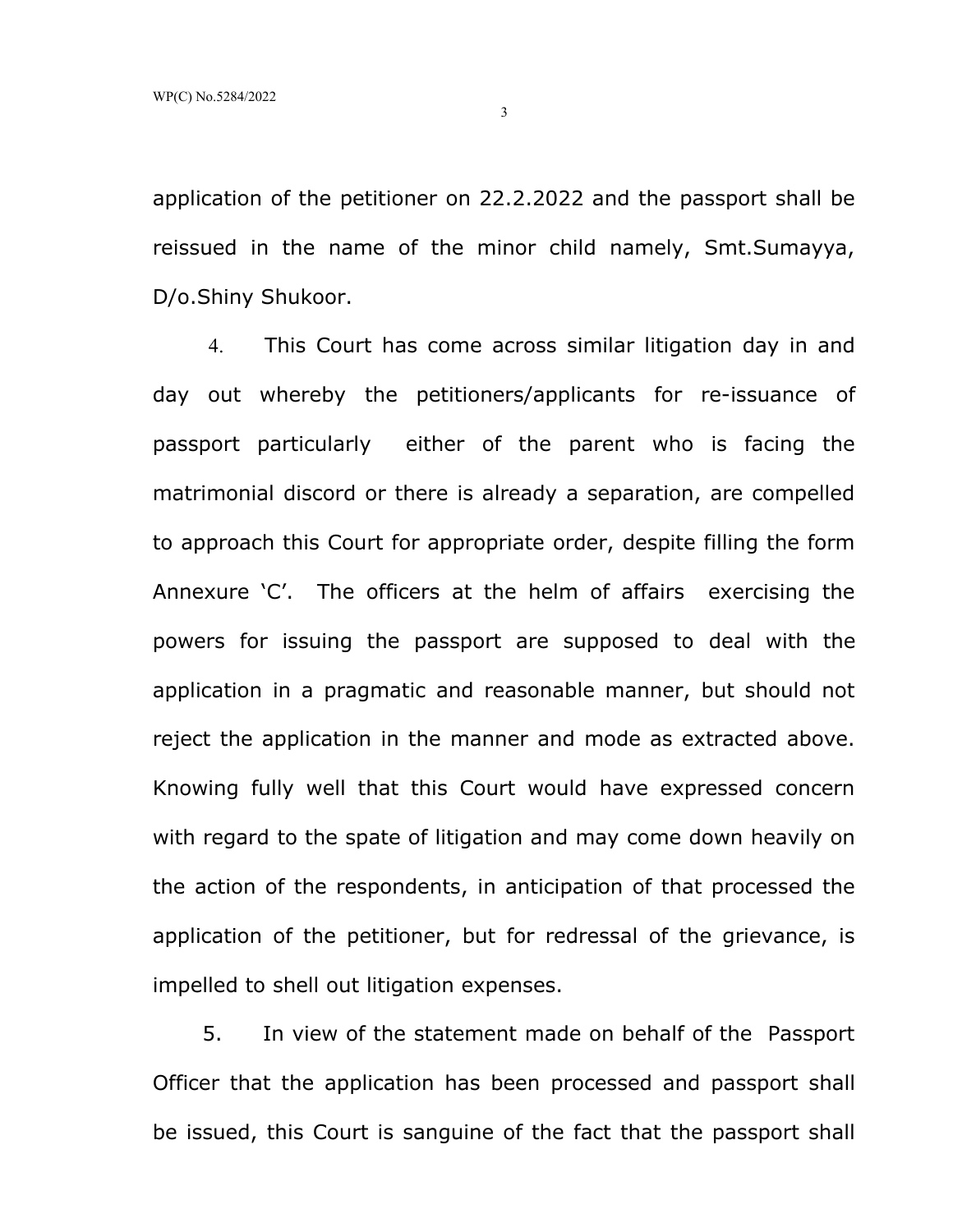application of the petitioner on 22.2.2022 and the passport shall be reissued in the name of the minor child namely, Smt.Sumayya, D/o.Shiny Shukoor.

4. This Court has come across similar litigation day in and day out whereby the petitioners/applicants for re-issuance of passport particularly either of the parent who is facing the matrimonial discord or there is already a separation, are compelled to approach this Court for appropriate order, despite filling the form Annexure 'C'. The officers at the helm of affairs exercising the powers for issuing the passport are supposed to deal with the application in a pragmatic and reasonable manner, but should not reject the application in the manner and mode as extracted above. Knowing fully well that this Court would have expressed concern with regard to the spate of litigation and may come down heavily on the action of the respondents, in anticipation of that processed the application of the petitioner, but for redressal of the grievance, is impelled to shell out litigation expenses.

5. In view of the statement made on behalf of the Passport Officer that the application has been processed and passport shall be issued, this Court is sanguine of the fact that the passport shall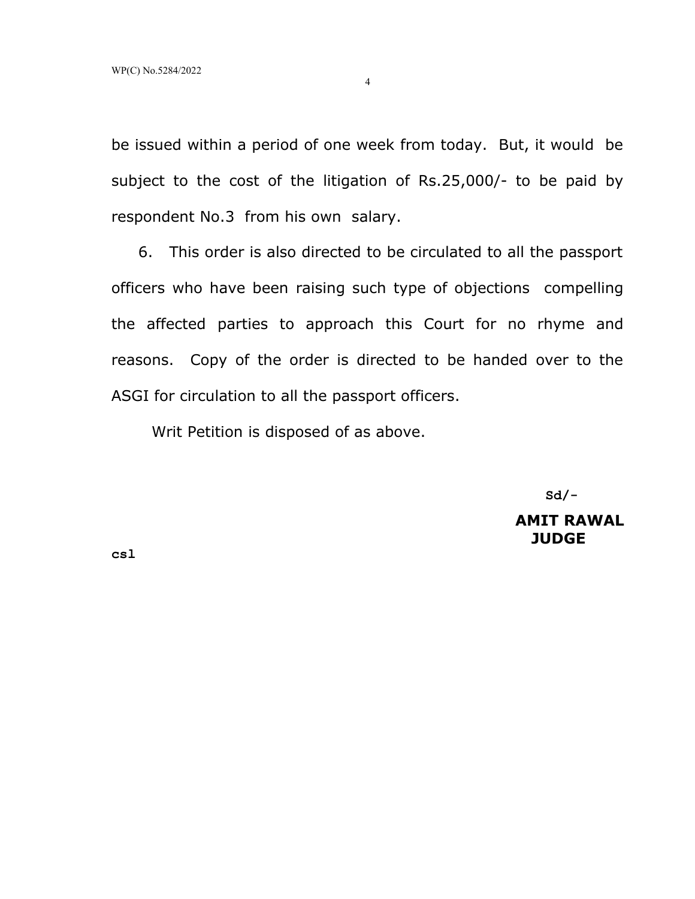be issued within a period of one week from today. But, it would be subject to the cost of the litigation of Rs.25,000/- to be paid by respondent No.3 from his own salary.

6. This order is also directed to be circulated to all the passport officers who have been raising such type of objections compelling the affected parties to approach this Court for no rhyme and reasons. Copy of the order is directed to be handed over to the ASGI for circulation to all the passport officers.

Writ Petition is disposed of as above.

Sd/-

**AMIT RAWAL**
**JUDGE**

**csl**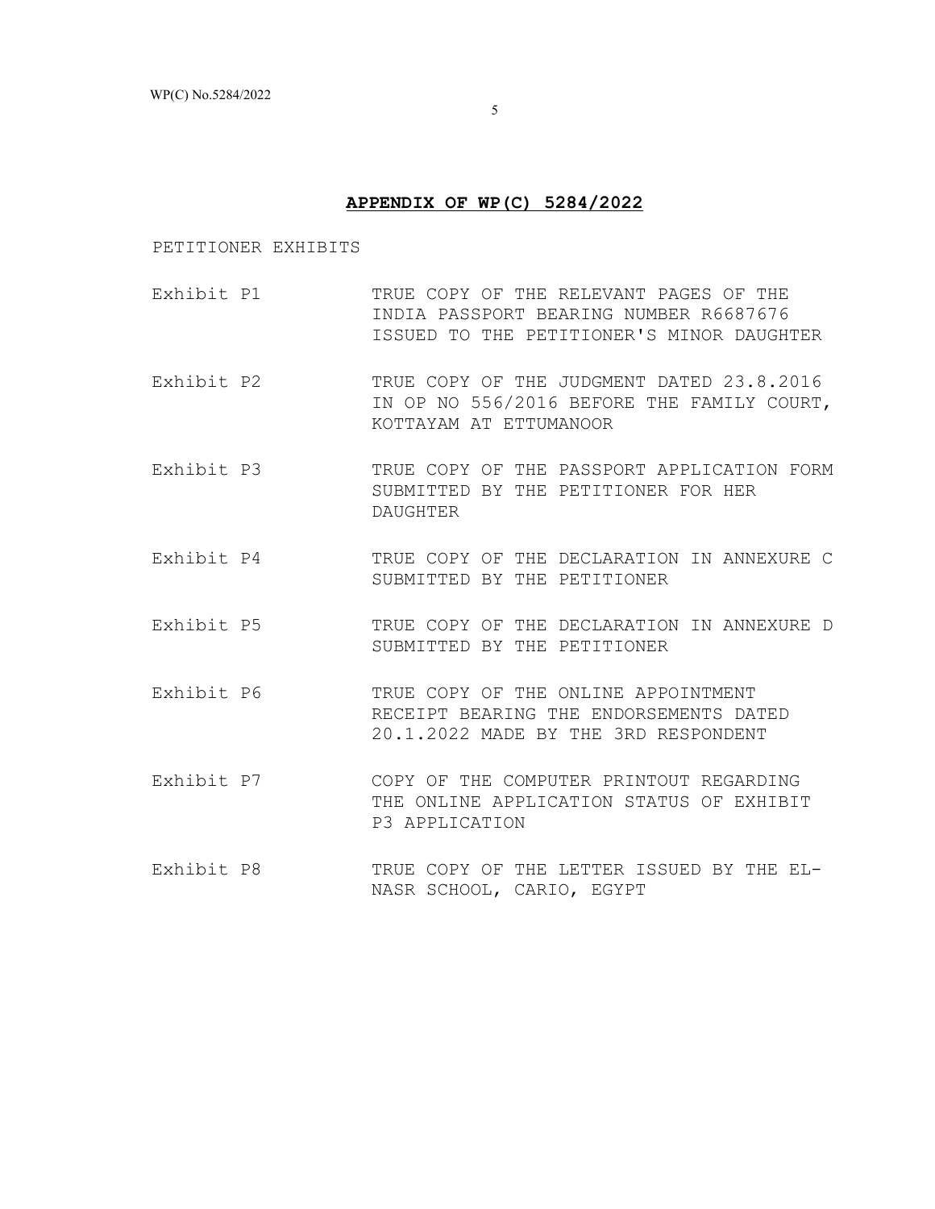## APPENDIX OF WP(C) 5284/2022

PETITIONER EXHIBITS

| | |
|---|---|
| Exhibit P1 | TRUE COPY OF THE RELEVANT PAGES OF THE INDIA PASSPORT BEARING NUMBER R6687676 ISSUED TO THE PETITIONER'S MINOR DAUGHTER |
| Exhibit P2 | TRUE COPY OF THE JUDGMENT DATED 23.8.2016 IN OP NO 556/2016 BEFORE THE FAMILY COURT, KOTTAYAM AT ETTUMANOOR |
| Exhibit P3 | TRUE COPY OF THE PASSPORT APPLICATION FORM SUBMITTED BY THE PETITIONER FOR HER DAUGHTER |
| Exhibit P4 | TRUE COPY OF THE DECLARATION IN ANNEXURE C SUBMITTED BY THE PETITIONER |
| Exhibit P5 | TRUE COPY OF THE DECLARATION IN ANNEXURE D SUBMITTED BY THE PETITIONER |
| Exhibit P6 | TRUE COPY OF THE ONLINE APPOINTMENT RECEIPT BEARING THE ENDORSEMENTS DATED 20.1.2022 MADE BY THE 3RD RESPONDENT |
| Exhibit P7 | COPY OF THE COMPUTER PRINTOUT REGARDING THE ONLINE APPLICATION STATUS OF EXHIBIT P3 APPLICATION |
| Exhibit P8 | TRUE COPY OF THE LETTER ISSUED BY THE EL-NASR SCHOOL, CARIO, EGYPT |